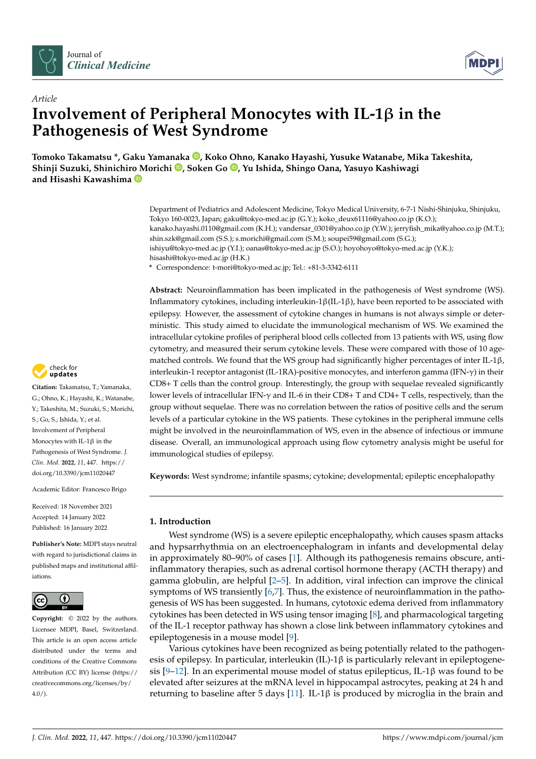*Article*

# Involvement of Peripheral Monocytes with IL-1β in the Pathogenesis of West Syndrome

**Tomoko Takamatsu \*, Gaku Yamanaka, Koko Ohno, Kanako Hayashi, Yusuke Watanabe, Mika Takeshita, Shinji Suzuki, Shinichiro Morichi, Soken Go, Yu Ishida, Shingo Oana, Yasuyo Kashiwagi and Hisashi Kawashima**

Department of Pediatrics and Adolescent Medicine, Tokyo Medical University, 6-7-1 Nishi-Shinjuku, Shinjuku, Tokyo 160-0023, Japan; gaku@tokyo-med.ac.jp (G.Y.); koko_deux61116@yahoo.co.jp (K.O.); kanako.hayashi.0110@gmail.com (K.H.); vandersar_0301@yahoo.co.jp (Y.W.); jerryfish_mika@yahoo.co.jp (M.T.); shin.szk@gmail.com (S.S.); s.morichi@gmail.com (S.M.); soupei59@gmail.com (S.G.); ishiyu@tokyo-med.ac.jp (Y.I.); oanas@tokyo-med.ac.jp (S.O.); hoyohoyo@tokyo-med.ac.jp (Y.K.); hisashi@tokyo-med.ac.jp (H.K.)

\* Correspondence: t-mori@tokyo-med.ac.jp; Tel.: +81-3-3342-6111

**Abstract:** Neuroinflammation has been implicated in the pathogenesis of West syndrome (WS). Inflammatory cytokines, including interleukin-1β(IL-1β), have been reported to be associated with epilepsy. However, the assessment of cytokine changes in humans is not always simple or deterministic. This study aimed to elucidate the immunological mechanism of WS. We examined the intracellular cytokine profiles of peripheral blood cells collected from 13 patients with WS, using flow cytometry, and measured their serum cytokine levels. These were compared with those of 10 age-matched controls. We found that the WS group had significantly higher percentages of inter IL-1β, interleukin-1 receptor antagonist (IL-1RA)-positive monocytes, and interferon gamma (IFN-γ) in their CD8+ T cells than the control group. Interestingly, the group with sequelae revealed significantly lower levels of intracellular IFN-γ and IL-6 in their CD8+ T and CD4+ T cells, respectively, than the group without sequelae. There was no correlation between the ratios of positive cells and the serum levels of a particular cytokine in the WS patients. These cytokines in the peripheral immune cells might be involved in the neuroinflammation of WS, even in the absence of infectious or immune disease. Overall, an immunological approach using flow cytometry analysis might be useful for immunological studies of epilepsy.

**Keywords:** West syndrome; infantile spasms; cytokine; developmental; epileptic encephalopathy

**Citation:** Takamatsu, T.; Yamanaka, G.; Ohno, K.; Hayashi, K.; Watanabe, Y.; Takeshita, M.; Suzuki, S.; Morichi, S.; Go, S.; Ishida, Y.; et al. Involvement of Peripheral Monocytes with IL-1β in the Pathogenesis of West Syndrome. *J. Clin. Med.* **2022**, *11*, 447. https://doi.org/10.3390/jcm11020447

Academic Editor: Francesco Brigo

Received: 18 November 2021
Accepted: 14 January 2022
Published: 16 January 2022

**Publisher's Note:** MDPI stays neutral with regard to jurisdictional claims in published maps and institutional affiliations.

**Copyright:** © 2022 by the authors. Licensee MDPI, Basel, Switzerland. This article is an open access article distributed under the terms and conditions of the Creative Commons Attribution (CC BY) license (https://creativecommons.org/licenses/by/4.0/).

## 1. Introduction

West syndrome (WS) is a severe epileptic encephalopathy, which causes spasm attacks and hypsarrhythmia on an electroencephalogram in infants and developmental delay in approximately 80–90% of cases [1]. Although its pathogenesis remains obscure, anti-inflammatory therapies, such as adrenal cortisol hormone therapy (ACTH therapy) and gamma globulin, are helpful [2–5]. In addition, viral infection can improve the clinical symptoms of WS transiently [6,7]. Thus, the existence of neuroinflammation in the pathogenesis of WS has been suggested. In humans, cytotoxic edema derived from inflammatory cytokines has been detected in WS using tensor imaging [8], and pharmacological targeting of the IL-1 receptor pathway has shown a close link between inflammatory cytokines and epileptogenesis in a mouse model [9].

Various cytokines have been recognized as being potentially related to the pathogenesis of epilepsy. In particular, interleukin (IL)-1β is particularly relevant in epileptogenesis [9–12]. In an experimental mouse model of status epilepticus, IL-1β was found to be elevated after seizures at the mRNA level in hippocampal astrocytes, peaking at 24 h and returning to baseline after 5 days [11]. IL-1β is produced by microglia in the brain and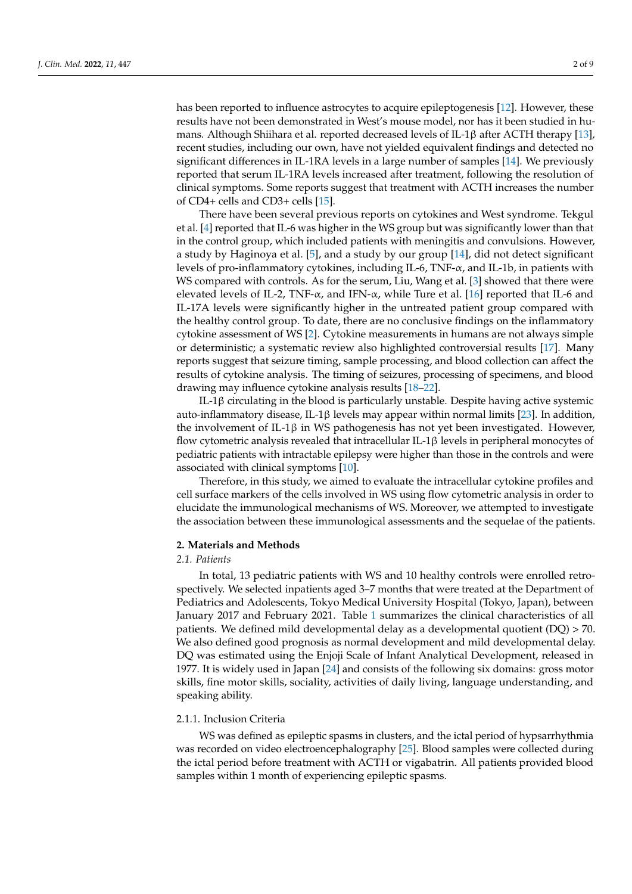has been reported to influence astrocytes to acquire epileptogenesis [12]. However, these results have not been demonstrated in West's mouse model, nor has it been studied in humans. Although Shiihara et al. reported decreased levels of IL-1β after ACTH therapy [13], recent studies, including our own, have not yielded equivalent findings and detected no significant differences in IL-1RA levels in a large number of samples [14]. We previously reported that serum IL-1RA levels increased after treatment, following the resolution of clinical symptoms. Some reports suggest that treatment with ACTH increases the number of CD4+ cells and CD3+ cells [15].

There have been several previous reports on cytokines and West syndrome. Tekgul et al. [4] reported that IL-6 was higher in the WS group but was significantly lower than that in the control group, which included patients with meningitis and convulsions. However, a study by Haginoya et al. [5], and a study by our group [14], did not detect significant levels of pro-inflammatory cytokines, including IL-6, TNF-α, and IL-1b, in patients with WS compared with controls. As for the serum, Liu, Wang et al. [3] showed that there were elevated levels of IL-2, TNF-α, and IFN-α, while Ture et al. [16] reported that IL-6 and IL-17A levels were significantly higher in the untreated patient group compared with the healthy control group. To date, there are no conclusive findings on the inflammatory cytokine assessment of WS [2]. Cytokine measurements in humans are not always simple or deterministic; a systematic review also highlighted controversial results [17]. Many reports suggest that seizure timing, sample processing, and blood collection can affect the results of cytokine analysis. The timing of seizures, processing of specimens, and blood drawing may influence cytokine analysis results [18–22].

IL-1β circulating in the blood is particularly unstable. Despite having active systemic auto-inflammatory disease, IL-1β levels may appear within normal limits [23]. In addition, the involvement of IL-1β in WS pathogenesis has not yet been investigated. However, flow cytometric analysis revealed that intracellular IL-1β levels in peripheral monocytes of pediatric patients with intractable epilepsy were higher than those in the controls and were associated with clinical symptoms [10].

Therefore, in this study, we aimed to evaluate the intracellular cytokine profiles and cell surface markers of the cells involved in WS using flow cytometric analysis in order to elucidate the immunological mechanisms of WS. Moreover, we attempted to investigate the association between these immunological assessments and the sequelae of the patients.

## 2. Materials and Methods

### 2.1. Patients

In total, 13 pediatric patients with WS and 10 healthy controls were enrolled retrospectively. We selected inpatients aged 3–7 months that were treated at the Department of Pediatrics and Adolescents, Tokyo Medical University Hospital (Tokyo, Japan), between January 2017 and February 2021. Table 1 summarizes the clinical characteristics of all patients. We defined mild developmental delay as a developmental quotient (DQ) > 70. We also defined good prognosis as normal development and mild developmental delay. DQ was estimated using the Enjoji Scale of Infant Analytical Development, released in 1977. It is widely used in Japan [24] and consists of the following six domains: gross motor skills, fine motor skills, sociality, activities of daily living, language understanding, and speaking ability.

#### 2.1.1. Inclusion Criteria

WS was defined as epileptic spasms in clusters, and the ictal period of hypsarrhythmia was recorded on video electroencephalography [25]. Blood samples were collected during the ictal period before treatment with ACTH or vigabatrin. All patients provided blood samples within 1 month of experiencing epileptic spasms.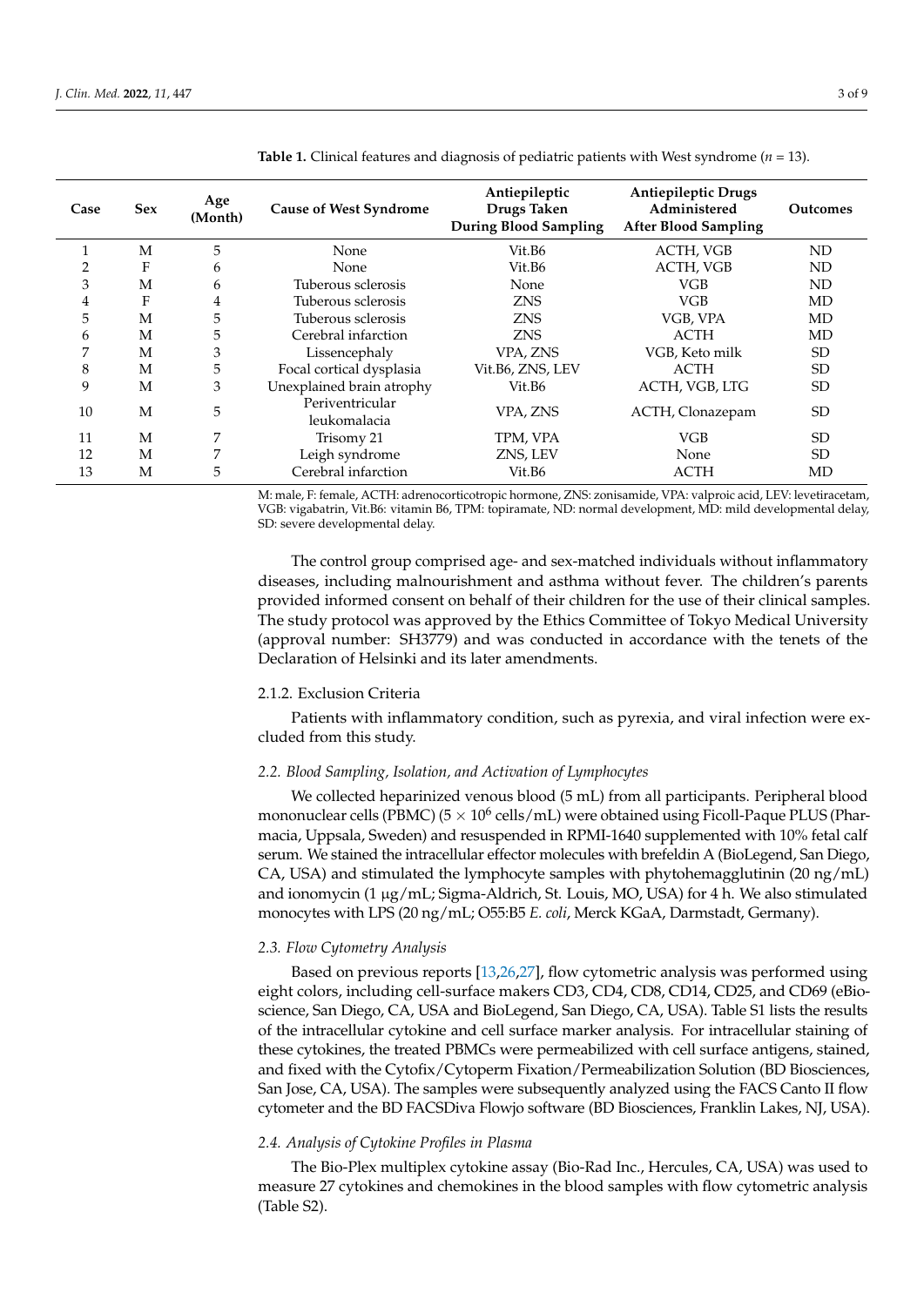**Table 1.** Clinical features and diagnosis of pediatric patients with West syndrome ($n$ = 13).

| Case | Sex | Age (Month) | Cause of West Syndrome | Antiepileptic Drugs Taken During Blood Sampling | Antiepileptic Drugs Administered After Blood Sampling | Outcomes |
|---|---|---|---|---|---|---|
| 1 | M | 5 | None | Vit.B6 | ACTH, VGB | ND |
| 2 | F | 6 | None | Vit.B6 | ACTH, VGB | ND |
| 3 | M | 6 | Tuberous sclerosis | None | VGB | ND |
| 4 | F | 4 | Tuberous sclerosis | ZNS | VGB | MD |
| 5 | M | 5 | Tuberous sclerosis | ZNS | VGB, VPA | MD |
| 6 | M | 5 | Cerebral infarction | ZNS | ACTH | MD |
| 7 | M | 3 | Lissencephaly | VPA, ZNS | VGB, Keto milk | SD |
| 8 | M | 5 | Focal cortical dysplasia | Vit.B6, ZNS, LEV | ACTH | SD |
| 9 | M | 3 | Unexplained brain atrophy | Vit.B6 | ACTH, VGB, LTG | SD |
| 10 | M | 5 | Periventricular leukomalacia | VPA, ZNS | ACTH, Clonazepam | SD |
| 11 | M | 7 | Trisomy 21 | TPM, VPA | VGB | SD |
| 12 | M | 7 | Leigh syndrome | ZNS, LEV | None | SD |
| 13 | M | 5 | Cerebral infarction | Vit.B6 | ACTH | MD |

M: male, F: female, ACTH: adrenocorticotropic hormone, ZNS: zonisamide, VPA: valproic acid, LEV: levetiracetam, VGB: vigabatrin, Vit.B6: vitamin B6, TPM: topiramate, ND: normal development, MD: mild developmental delay, SD: severe developmental delay.

The control group comprised age- and sex-matched individuals without inflammatory diseases, including malnourishment and asthma without fever. The children's parents provided informed consent on behalf of their children for the use of their clinical samples. The study protocol was approved by the Ethics Committee of Tokyo Medical University (approval number: SH3779) and was conducted in accordance with the tenets of the Declaration of Helsinki and its later amendments.

#### 2.1.2. Exclusion Criteria

Patients with inflammatory condition, such as pyrexia, and viral infection were excluded from this study.

### *2.2. Blood Sampling, Isolation, and Activation of Lymphocytes*

We collected heparinized venous blood (5 mL) from all participants. Peripheral blood mononuclear cells (PBMC) ($5 \times 10^6$ cells/mL) were obtained using Ficoll-Paque PLUS (Pharmacia, Uppsala, Sweden) and resuspended in RPMI-1640 supplemented with 10% fetal calf serum. We stained the intracellular effector molecules with brefeldin A (BioLegend, San Diego, CA, USA) and stimulated the lymphocyte samples with phytohemagglutinin (20 ng/mL) and ionomycin (1 μg/mL; Sigma-Aldrich, St. Louis, MO, USA) for 4 h. We also stimulated monocytes with LPS (20 ng/mL; O55:B5 *E. coli*, Merck KGaA, Darmstadt, Germany).

### *2.3. Flow Cytometry Analysis*

Based on previous reports [13,26,27], flow cytometric analysis was performed using eight colors, including cell-surface makers CD3, CD4, CD8, CD14, CD25, and CD69 (eBioscience, San Diego, CA, USA and BioLegend, San Diego, CA, USA). Table S1 lists the results of the intracellular cytokine and cell surface marker analysis. For intracellular staining of these cytokines, the treated PBMCs were permeabilized with cell surface antigens, stained, and fixed with the Cytofix/Cytoperm Fixation/Permeabilization Solution (BD Biosciences, San Jose, CA, USA). The samples were subsequently analyzed using the FACS Canto II flow cytometer and the BD FACSDiva Flowjo software (BD Biosciences, Franklin Lakes, NJ, USA).

### *2.4. Analysis of Cytokine Profiles in Plasma*

The Bio-Plex multiplex cytokine assay (Bio-Rad Inc., Hercules, CA, USA) was used to measure 27 cytokines and chemokines in the blood samples with flow cytometric analysis (Table S2).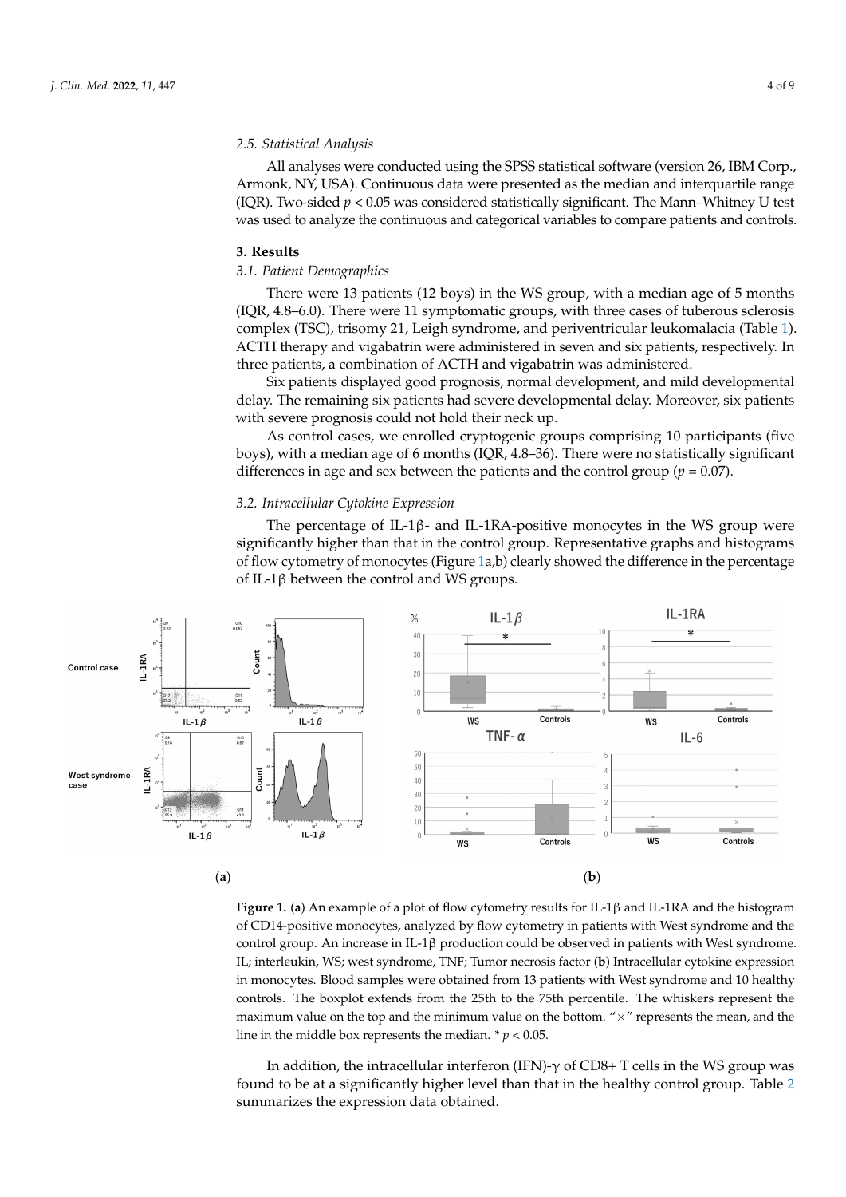### 2.5. Statistical Analysis

All analyses were conducted using the SPSS statistical software (version 26, IBM Corp., Armonk, NY, USA). Continuous data were presented as the median and interquartile range (IQR). Two-sided $p < 0.05$ was considered statistically significant. The Mann–Whitney U test was used to analyze the continuous and categorical variables to compare patients and controls.

## 3. Results

### 3.1. Patient Demographics

There were 13 patients (12 boys) in the WS group, with a median age of 5 months (IQR, 4.8–6.0). There were 11 symptomatic groups, with three cases of tuberous sclerosis complex (TSC), trisomy 21, Leigh syndrome, and periventricular leukomalacia (Table 1). ACTH therapy and vigabatrin were administered in seven and six patients, respectively. In three patients, a combination of ACTH and vigabatrin was administered.

Six patients displayed good prognosis, normal development, and mild developmental delay. The remaining six patients had severe developmental delay. Moreover, six patients with severe prognosis could not hold their neck up.

As control cases, we enrolled cryptogenic groups comprising 10 participants (five boys), with a median age of 6 months (IQR, 4.8–36). There were no statistically significant differences in age and sex between the patients and the control group ($p = 0.07$).

### 3.2. Intracellular Cytokine Expression

The percentage of IL-1β- and IL-1RA-positive monocytes in the WS group were significantly higher than that in the control group. Representative graphs and histograms of flow cytometry of monocytes (Figure 1a,b) clearly showed the difference in the percentage of IL-1β between the control and WS groups.

**Figure 1.** (**a**) An example of a plot of flow cytometry results for IL-1β and IL-1RA and the histogram of CD14-positive monocytes, analyzed by flow cytometry in patients with West syndrome and the control group. An increase in IL-1β production could be observed in patients with West syndrome. IL; interleukin, WS; west syndrome, TNF; Tumor necrosis factor (**b**) Intracellular cytokine expression in monocytes. Blood samples were obtained from 13 patients with West syndrome and 10 healthy controls. The boxplot extends from the 25th to the 75th percentile. The whiskers represent the maximum value on the top and the minimum value on the bottom. "×" represents the mean, and the line in the middle box represents the median. * $p < 0.05$.

In addition, the intracellular interferon (IFN)-γ of CD8+ T cells in the WS group was found to be at a significantly higher level than that in the healthy control group. Table 2 summarizes the expression data obtained.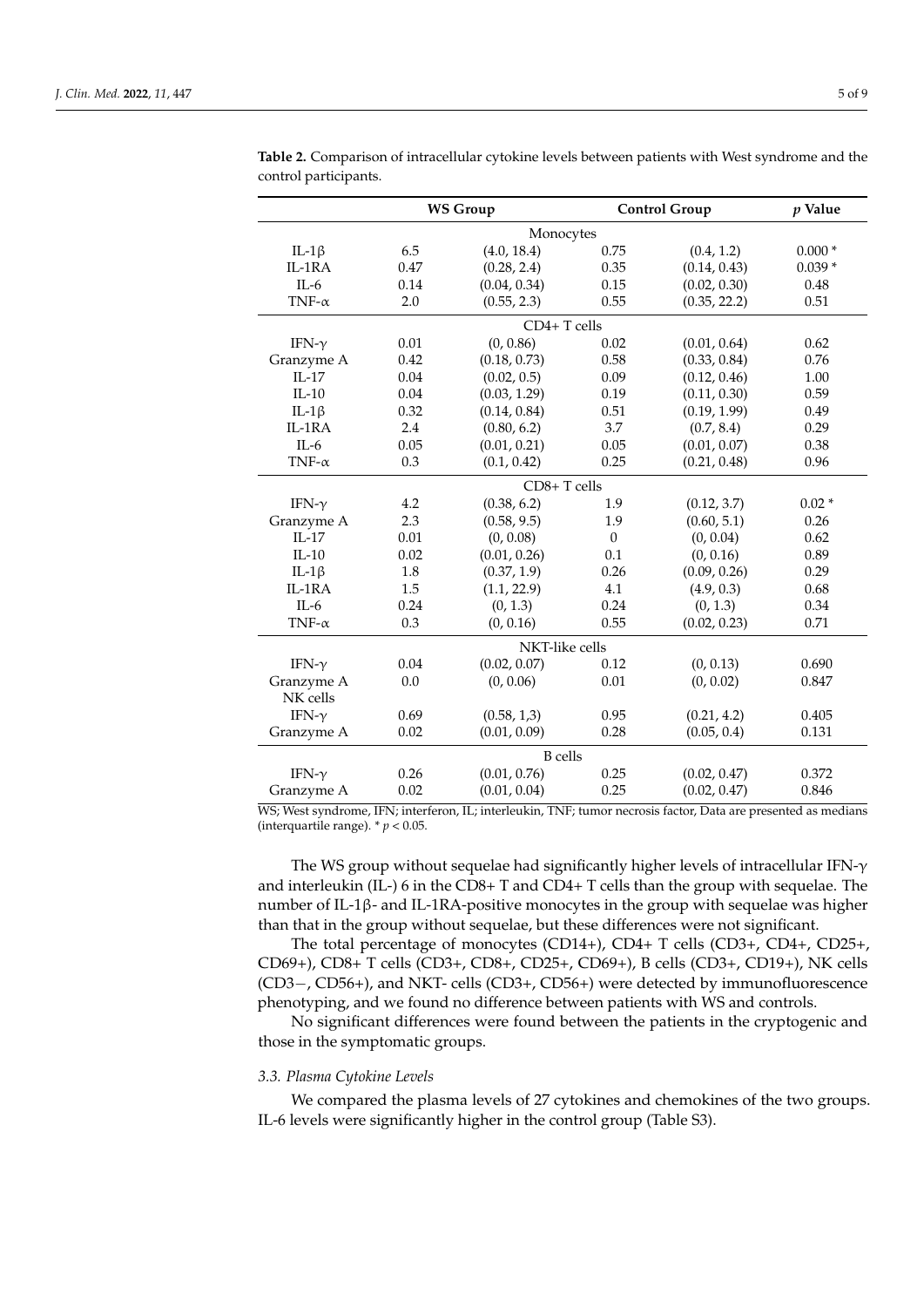**Table 2.** Comparison of intracellular cytokine levels between patients with West syndrome and the control participants.

| | WS Group | | Control Group | | *p* Value |
|---|---|---|---|---|---|
| | | | Monocytes | | |
| IL-1β | 6.5 | (4.0, 18.4) | 0.75 | (0.4, 1.2) | 0.000 * |
| IL-1RA | 0.47 | (0.28, 2.4) | 0.35 | (0.14, 0.43) | 0.039 * |
| IL-6 | 0.14 | (0.04, 0.34) | 0.15 | (0.02, 0.30) | 0.48 |
| TNF-α | 2.0 | (0.55, 2.3) | 0.55 | (0.35, 22.2) | 0.51 |
| | | | CD4+ T cells | | |
| IFN-γ | 0.01 | (0, 0.86) | 0.02 | (0.01, 0.64) | 0.62 |
| Granzyme A | 0.42 | (0.18, 0.73) | 0.58 | (0.33, 0.84) | 0.76 |
| IL-17 | 0.04 | (0.02, 0.5) | 0.09 | (0.12, 0.46) | 1.00 |
| IL-10 | 0.04 | (0.03, 1.29) | 0.19 | (0.11, 0.30) | 0.59 |
| IL-1β | 0.32 | (0.14, 0.84) | 0.51 | (0.19, 1.99) | 0.49 |
| IL-1RA | 2.4 | (0.80, 6.2) | 3.7 | (0.7, 8.4) | 0.29 |
| IL-6 | 0.05 | (0.01, 0.21) | 0.05 | (0.01, 0.07) | 0.38 |
| TNF-α | 0.3 | (0.1, 0.42) | 0.25 | (0.21, 0.48) | 0.96 |
| | | | CD8+ T cells | | |
| IFN-γ | 4.2 | (0.38, 6.2) | 1.9 | (0.12, 3.7) | 0.02 * |
| Granzyme A | 2.3 | (0.58, 9.5) | 1.9 | (0.60, 5.1) | 0.26 |
| IL-17 | 0.01 | (0, 0.08) | 0 | (0, 0.04) | 0.62 |
| IL-10 | 0.02 | (0.01, 0.26) | 0.1 | (0, 0.16) | 0.89 |
| IL-1β | 1.8 | (0.37, 1.9) | 0.26 | (0.09, 0.26) | 0.29 |
| IL-1RA | 1.5 | (1.1, 22.9) | 4.1 | (4.9, 0.3) | 0.68 |
| IL-6 | 0.24 | (0, 1.3) | 0.24 | (0, 1.3) | 0.34 |
| TNF-α | 0.3 | (0, 0.16) | 0.55 | (0.02, 0.23) | 0.71 |
| | | | NKT-like cells | | |
| IFN-γ | 0.04 | (0.02, 0.07) | 0.12 | (0, 0.13) | 0.690 |
| Granzyme A | 0.0 | (0, 0.06) | 0.01 | (0, 0.02) | 0.847 |
| NK cells | | | | | |
| IFN-γ | 0.69 | (0.58, 1,3) | 0.95 | (0.21, 4.2) | 0.405 |
| Granzyme A | 0.02 | (0.01, 0.09) | 0.28 | (0.05, 0.4) | 0.131 |
| | | | B cells | | |
| IFN-γ | 0.26 | (0.01, 0.76) | 0.25 | (0.02, 0.47) | 0.372 |
| Granzyme A | 0.02 | (0.01, 0.04) | 0.25 | (0.02, 0.47) | 0.846 |

WS; West syndrome, IFN; interferon, IL; interleukin, TNF; tumor necrosis factor, Data are presented as medians (interquartile range). * $p < 0.05$.

The WS group without sequelae had significantly higher levels of intracellular IFN-γ and interleukin (IL-) 6 in the CD8+ T and CD4+ T cells than the group with sequelae. The number of IL-1β- and IL-1RA-positive monocytes in the group with sequelae was higher than that in the group without sequelae, but these differences were not significant.

The total percentage of monocytes (CD14+), CD4+ T cells (CD3+, CD4+, CD25+, CD69+), CD8+ T cells (CD3+, CD8+, CD25+, CD69+), B cells (CD3+, CD19+), NK cells (CD3−, CD56+), and NKT- cells (CD3+, CD56+) were detected by immunofluorescence phenotyping, and we found no difference between patients with WS and controls.

No significant differences were found between the patients in the cryptogenic and those in the symptomatic groups.

### 3.3. Plasma Cytokine Levels

We compared the plasma levels of 27 cytokines and chemokines of the two groups. IL-6 levels were significantly higher in the control group (Table S3).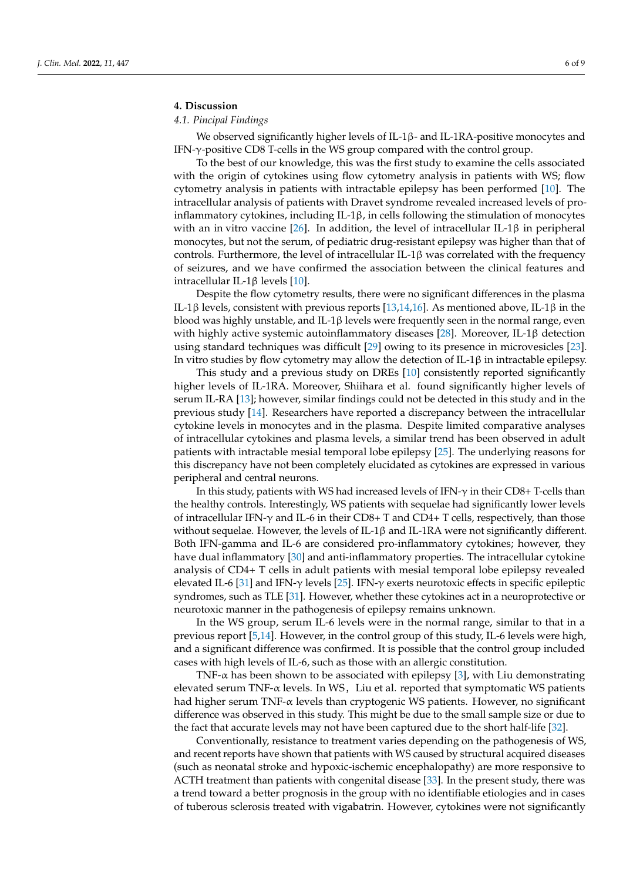## 4. Discussion

### 4.1. Pincipal Findings

We observed significantly higher levels of IL-1β- and IL-1RA-positive monocytes and IFN-γ-positive CD8 T-cells in the WS group compared with the control group.

To the best of our knowledge, this was the first study to examine the cells associated with the origin of cytokines using flow cytometry analysis in patients with WS; flow cytometry analysis in patients with intractable epilepsy has been performed [10]. The intracellular analysis of patients with Dravet syndrome revealed increased levels of pro-inflammatory cytokines, including IL-1β, in cells following the stimulation of monocytes with an in vitro vaccine [26]. In addition, the level of intracellular IL-1β in peripheral monocytes, but not the serum, of pediatric drug-resistant epilepsy was higher than that of controls. Furthermore, the level of intracellular IL-1β was correlated with the frequency of seizures, and we have confirmed the association between the clinical features and intracellular IL-1β levels [10].

Despite the flow cytometry results, there were no significant differences in the plasma IL-1β levels, consistent with previous reports [13,14,16]. As mentioned above, IL-1β in the blood was highly unstable, and IL-1β levels were frequently seen in the normal range, even with highly active systemic autoinflammatory diseases [28]. Moreover, IL-1β detection using standard techniques was difficult [29] owing to its presence in microvesicles [23]. In vitro studies by flow cytometry may allow the detection of IL-1β in intractable epilepsy.

This study and a previous study on DREs [10] consistently reported significantly higher levels of IL-1RA. Moreover, Shiihara et al. found significantly higher levels of serum IL-RA [13]; however, similar findings could not be detected in this study and in the previous study [14]. Researchers have reported a discrepancy between the intracellular cytokine levels in monocytes and in the plasma. Despite limited comparative analyses of intracellular cytokines and plasma levels, a similar trend has been observed in adult patients with intractable mesial temporal lobe epilepsy [25]. The underlying reasons for this discrepancy have not been completely elucidated as cytokines are expressed in various peripheral and central neurons.

In this study, patients with WS had increased levels of IFN-γ in their CD8+ T-cells than the healthy controls. Interestingly, WS patients with sequelae had significantly lower levels of intracellular IFN-γ and IL-6 in their CD8+ T and CD4+ T cells, respectively, than those without sequelae. However, the levels of IL-1β and IL-1RA were not significantly different. Both IFN-gamma and IL-6 are considered pro-inflammatory cytokines; however, they have dual inflammatory [30] and anti-inflammatory properties. The intracellular cytokine analysis of CD4+ T cells in adult patients with mesial temporal lobe epilepsy revealed elevated IL-6 [31] and IFN-γ levels [25]. IFN-γ exerts neurotoxic effects in specific epileptic syndromes, such as TLE [31]. However, whether these cytokines act in a neuroprotective or neurotoxic manner in the pathogenesis of epilepsy remains unknown.

In the WS group, serum IL-6 levels were in the normal range, similar to that in a previous report [5,14]. However, in the control group of this study, IL-6 levels were high, and a significant difference was confirmed. It is possible that the control group included cases with high levels of IL-6, such as those with an allergic constitution.

TNF-α has been shown to be associated with epilepsy [3], with Liu demonstrating elevated serum TNF-α levels. In WS，Liu et al. reported that symptomatic WS patients had higher serum TNF-α levels than cryptogenic WS patients. However, no significant difference was observed in this study. This might be due to the small sample size or due to the fact that accurate levels may not have been captured due to the short half-life [32].

Conventionally, resistance to treatment varies depending on the pathogenesis of WS, and recent reports have shown that patients with WS caused by structural acquired diseases (such as neonatal stroke and hypoxic-ischemic encephalopathy) are more responsive to ACTH treatment than patients with congenital disease [33]. In the present study, there was a trend toward a better prognosis in the group with no identifiable etiologies and in cases of tuberous sclerosis treated with vigabatrin. However, cytokines were not significantly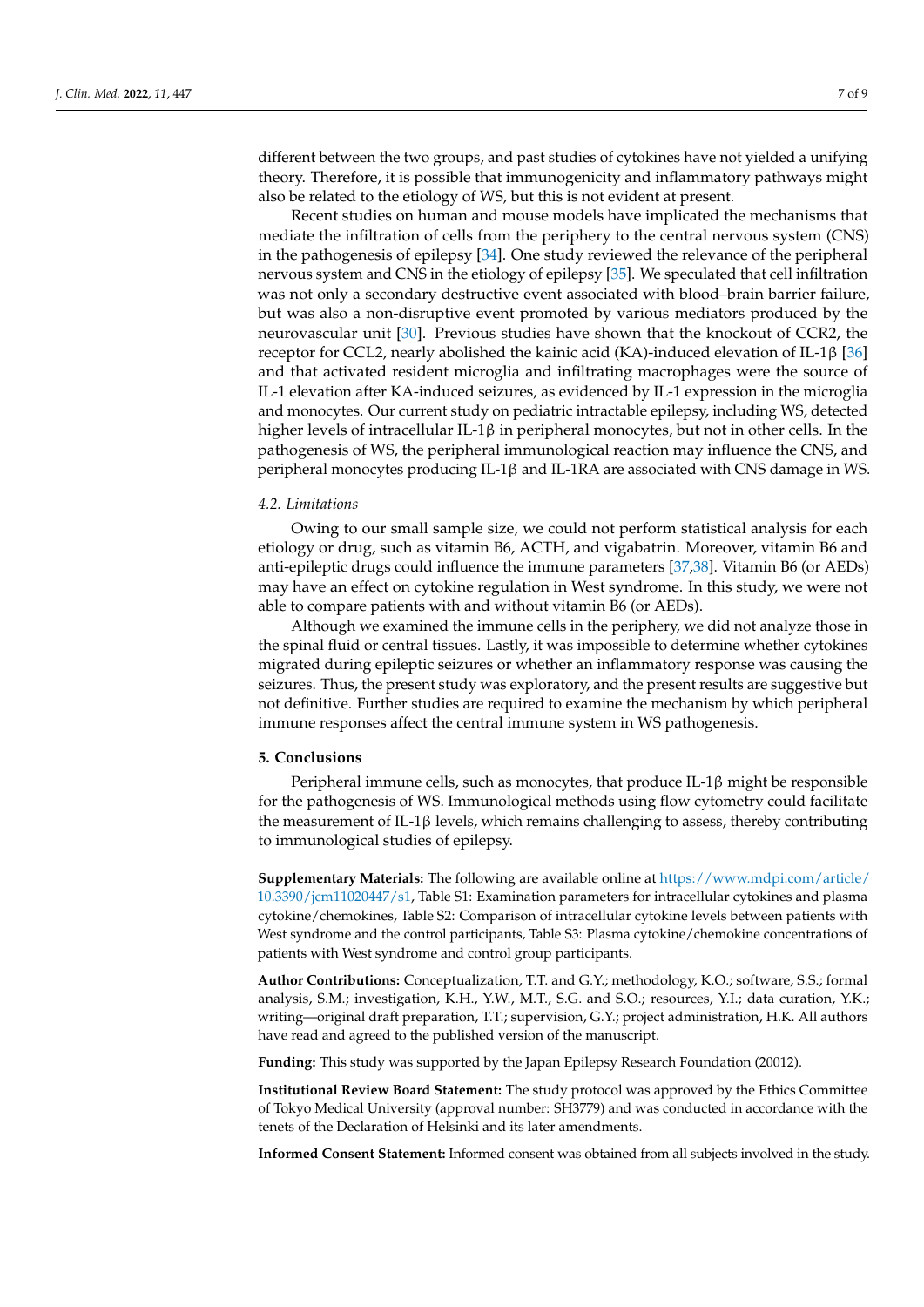different between the two groups, and past studies of cytokines have not yielded a unifying theory. Therefore, it is possible that immunogenicity and inflammatory pathways might also be related to the etiology of WS, but this is not evident at present.

Recent studies on human and mouse models have implicated the mechanisms that mediate the infiltration of cells from the periphery to the central nervous system (CNS) in the pathogenesis of epilepsy [34]. One study reviewed the relevance of the peripheral nervous system and CNS in the etiology of epilepsy [35]. We speculated that cell infiltration was not only a secondary destructive event associated with blood–brain barrier failure, but was also a non-disruptive event promoted by various mediators produced by the neurovascular unit [30]. Previous studies have shown that the knockout of CCR2, the receptor for CCL2, nearly abolished the kainic acid (KA)-induced elevation of IL-1β [36] and that activated resident microglia and infiltrating macrophages were the source of IL-1 elevation after KA-induced seizures, as evidenced by IL-1 expression in the microglia and monocytes. Our current study on pediatric intractable epilepsy, including WS, detected higher levels of intracellular IL-1β in peripheral monocytes, but not in other cells. In the pathogenesis of WS, the peripheral immunological reaction may influence the CNS, and peripheral monocytes producing IL-1β and IL-1RA are associated with CNS damage in WS.

### *4.2. Limitations*

Owing to our small sample size, we could not perform statistical analysis for each etiology or drug, such as vitamin B6, ACTH, and vigabatrin. Moreover, vitamin B6 and anti-epileptic drugs could influence the immune parameters [37,38]. Vitamin B6 (or AEDs) may have an effect on cytokine regulation in West syndrome. In this study, we were not able to compare patients with and without vitamin B6 (or AEDs).

Although we examined the immune cells in the periphery, we did not analyze those in the spinal fluid or central tissues. Lastly, it was impossible to determine whether cytokines migrated during epileptic seizures or whether an inflammatory response was causing the seizures. Thus, the present study was exploratory, and the present results are suggestive but not definitive. Further studies are required to examine the mechanism by which peripheral immune responses affect the central immune system in WS pathogenesis.

## 5. Conclusions

Peripheral immune cells, such as monocytes, that produce IL-1β might be responsible for the pathogenesis of WS. Immunological methods using flow cytometry could facilitate the measurement of IL-1β levels, which remains challenging to assess, thereby contributing to immunological studies of epilepsy.

**Supplementary Materials:** The following are available online at https://www.mdpi.com/article/10.3390/jcm11020447/s1, Table S1: Examination parameters for intracellular cytokines and plasma cytokine/chemokines, Table S2: Comparison of intracellular cytokine levels between patients with West syndrome and the control participants, Table S3: Plasma cytokine/chemokine concentrations of patients with West syndrome and control group participants.

**Author Contributions:** Conceptualization, T.T. and G.Y.; methodology, K.O.; software, S.S.; formal analysis, S.M.; investigation, K.H., Y.W., M.T., S.G. and S.O.; resources, Y.I.; data curation, Y.K.; writing—original draft preparation, T.T.; supervision, G.Y.; project administration, H.K. All authors have read and agreed to the published version of the manuscript.

**Funding:** This study was supported by the Japan Epilepsy Research Foundation (20012).

**Institutional Review Board Statement:** The study protocol was approved by the Ethics Committee of Tokyo Medical University (approval number: SH3779) and was conducted in accordance with the tenets of the Declaration of Helsinki and its later amendments.

**Informed Consent Statement:** Informed consent was obtained from all subjects involved in the study.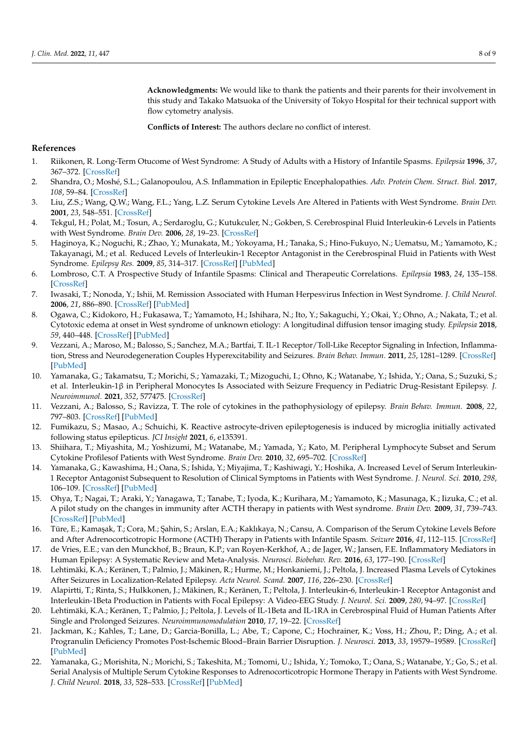**Acknowledgments:** We would like to thank the patients and their parents for their involvement in this study and Takako Matsuoka of the University of Tokyo Hospital for their technical support with flow cytometry analysis.

**Conflicts of Interest:** The authors declare no conflict of interest.

## References

1. Riikonen, R. Long-Term Otucome of West Syndrome: A Study of Adults with a History of Infantile Spasms. *Epilepsia* **1996**, *37*, 367–372. [CrossRef]
2. Shandra, O.; Moshé, S.L.; Galanopoulou, A.S. Inflammation in Epileptic Encephalopathies. *Adv. Protein Chem. Struct. Biol.* **2017**, *108*, 59–84. [CrossRef]
3. Liu, Z.S.; Wang, Q.W.; Wang, F.L.; Yang, L.Z. Serum Cytokine Levels Are Altered in Patients with West Syndrome. *Brain Dev.* **2001**, *23*, 548–551. [CrossRef]
4. Tekgul, H.; Polat, M.; Tosun, A.; Serdaroglu, G.; Kutukculer, N.; Gokben, S. Cerebrospinal Fluid Interleukin-6 Levels in Patients with West Syndrome. *Brain Dev.* **2006**, *28*, 19–23. [CrossRef]
5. Haginoya, K.; Noguchi, R.; Zhao, Y.; Munakata, M.; Yokoyama, H.; Tanaka, S.; Hino-Fukuyo, N.; Uematsu, M.; Yamamoto, K.; Takayanagi, M.; et al. Reduced Levels of Interleukin-1 Receptor Antagonist in the Cerebrospinal Fluid in Patients with West Syndrome. *Epilepsy Res.* **2009**, *85*, 314–317. [CrossRef] [PubMed]
6. Lombroso, C.T. A Prospective Study of Infantile Spasms: Clinical and Therapeutic Correlations. *Epilepsia* **1983**, *24*, 135–158. [CrossRef]
7. Iwasaki, T.; Nonoda, Y.; Ishii, M. Remission Associated with Human Herpesvirus Infection in West Syndrome. *J. Child Neurol.* **2006**, *21*, 886–890. [CrossRef] [PubMed]
8. Ogawa, C.; Kidokoro, H.; Fukasawa, T.; Yamamoto, H.; Ishihara, N.; Ito, Y.; Sakaguchi, Y.; Okai, Y.; Ohno, A.; Nakata, T.; et al. Cytotoxic edema at onset in West syndrome of unknown etiology: A longitudinal diffusion tensor imaging study. *Epilepsia* **2018**, *59*, 440–448. [CrossRef] [PubMed]
9. Vezzani, A.; Maroso, M.; Balosso, S.; Sanchez, M.A.; Bartfai, T. IL-1 Receptor/Toll-Like Receptor Signaling in Infection, Inflammation, Stress and Neurodegeneration Couples Hyperexcitability and Seizures. *Brain Behav. Immun.* **2011**, *25*, 1281–1289. [CrossRef] [PubMed]
10. Yamanaka, G.; Takamatsu, T.; Morichi, S.; Yamazaki, T.; Mizoguchi, I.; Ohno, K.; Watanabe, Y.; Ishida, Y.; Oana, S.; Suzuki, S.; et al. Interleukin-1β in Peripheral Monocytes Is Associated with Seizure Frequency in Pediatric Drug-Resistant Epilepsy. *J. Neuroimmunol.* **2021**, *352*, 577475. [CrossRef]
11. Vezzani, A.; Balosso, S.; Ravizza, T. The role of cytokines in the pathophysiology of epilepsy. *Brain Behav. Immun.* **2008**, *22*, 797–803. [CrossRef] [PubMed]
12. Fumikazu, S.; Masao, A.; Schuichi, K. Reactive astrocyte-driven epileptogenesis is induced by microglia initially activated following status epilepticus. *JCI Insight* **2021**, *6*, e135391.
13. Shiihara, T.; Miyashita, M.; Yoshizumi, M.; Watanabe, M.; Yamada, Y.; Kato, M. Peripheral Lymphocyte Subset and Serum Cytokine Profilesof Patients with West Syndrome. *Brain Dev.* **2010**, *32*, 695–702. [CrossRef]
14. Yamanaka, G.; Kawashima, H.; Oana, S.; Ishida, Y.; Miyajima, T.; Kashiwagi, Y.; Hoshika, A. Increased Level of Serum Interleukin-1 Receptor Antagonist Subsequent to Resolution of Clinical Symptoms in Patients with West Syndrome. *J. Neurol. Sci.* **2010**, *298*, 106–109. [CrossRef] [PubMed]
15. Ohya, T.; Nagai, T.; Araki, Y.; Yanagawa, T.; Tanabe, T.; Iyoda, K.; Kurihara, M.; Yamamoto, K.; Masunaga, K.; Iizuka, C.; et al. A pilot study on the changes in immunity after ACTH therapy in patients with West syndrome. *Brain Dev.* **2009**, *31*, 739–743. [CrossRef] [PubMed]
16. Türe, E.; Kamaşak, T.; Cora, M.; Şahin, S.; Arslan, E.A.; Kaklıkaya, N.; Cansu, A. Comparison of the Serum Cytokine Levels Before and After Adrenocorticotropic Hormone (ACTH) Therapy in Patients with Infantile Spasm. *Seizure* **2016**, *41*, 112–115. [CrossRef]
17. de Vries, E.E.; van den Munckhof, B.; Braun, K.P.; van Royen-Kerkhof, A.; de Jager, W.; Jansen, F.E. Inflammatory Mediators in Human Epilepsy: A Systematic Review and Meta-Analysis. *Neurosci. Biobehav. Rev.* **2016**, *63*, 177–190. [CrossRef]
18. Lehtimäki, K.A.; Keränen, T.; Palmio, J.; Mäkinen, R.; Hurme, M.; Honkaniemi, J.; Peltola, J. Increased Plasma Levels of Cytokines After Seizures in Localization-Related Epilepsy. *Acta Neurol. Scand.* **2007**, *116*, 226–230. [CrossRef]
19. Alapirtti, T.; Rinta, S.; Hulkkonen, J.; Mäkinen, R.; Keränen, T.; Peltola, J. Interleukin-6, Interleukin-1 Receptor Antagonist and Interleukin-1Beta Production in Patients with Focal Epilepsy: A Video-EEG Study. *J. Neurol. Sci.* **2009**, *280*, 94–97. [CrossRef]
20. Lehtimäki, K.A.; Keränen, T.; Palmio, J.; Peltola, J. Levels of IL-1Beta and IL-1RA in Cerebrospinal Fluid of Human Patients After Single and Prolonged Seizures. *Neuroimmunomodulation* **2010**, *17*, 19–22. [CrossRef]
21. Jackman, K.; Kahles, T.; Lane, D.; Garcia-Bonilla, L.; Abe, T.; Capone, C.; Hochrainer, K.; Voss, H.; Zhou, P.; Ding, A.; et al. Progranulin Deficiency Promotes Post-Ischemic Blood–Brain Barrier Disruption. *J. Neurosci.* **2013**, *33*, 19579–19589. [CrossRef] [PubMed]
22. Yamanaka, G.; Morishita, N.; Morichi, S.; Takeshita, M.; Tomomi, U.; Ishida, Y.; Tomoko, T.; Oana, S.; Watanabe, Y.; Go, S.; et al. Serial Analysis of Multiple Serum Cytokine Responses to Adrenocorticotropic Hormone Therapy in Patients with West Syndrome. *J. Child Neurol.* **2018**, *33*, 528–533. [CrossRef] [PubMed]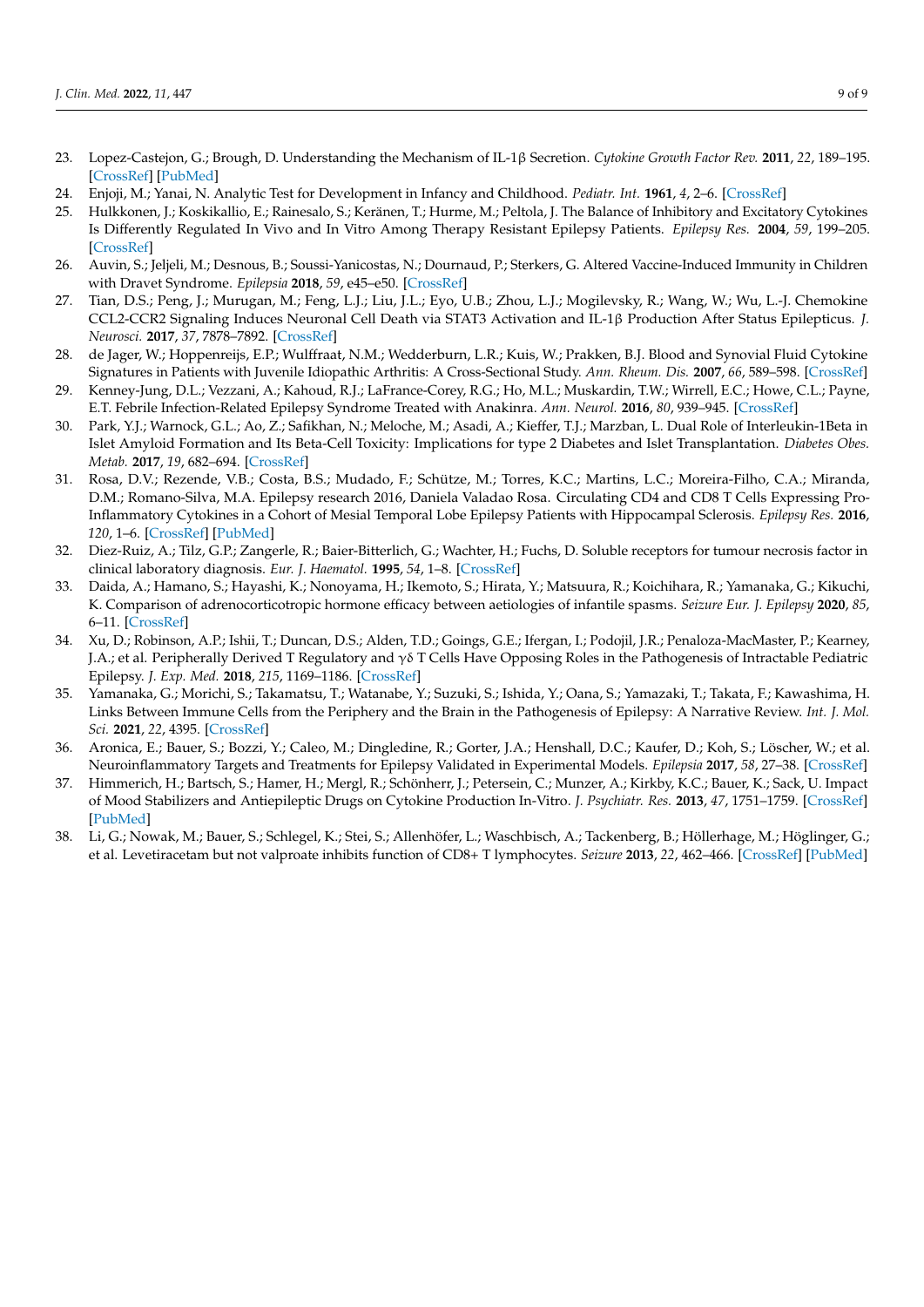23. Lopez-Castejon, G.; Brough, D. Understanding the Mechanism of IL-1β Secretion. *Cytokine Growth Factor Rev.* **2011**, *22*, 189–195. [CrossRef] [PubMed]
24. Enjoji, M.; Yanai, N. Analytic Test for Development in Infancy and Childhood. *Pediatr. Int.* **1961**, *4*, 2–6. [CrossRef]
25. Hulkkonen, J.; Koskikallio, E.; Rainesalo, S.; Keränen, T.; Hurme, M.; Peltola, J. The Balance of Inhibitory and Excitatory Cytokines Is Differently Regulated In Vivo and In Vitro Among Therapy Resistant Epilepsy Patients. *Epilepsy Res.* **2004**, *59*, 199–205. [CrossRef]
26. Auvin, S.; Jeljeli, M.; Desnous, B.; Soussi-Yanicostas, N.; Dournaud, P.; Sterkers, G. Altered Vaccine-Induced Immunity in Children with Dravet Syndrome. *Epilepsia* **2018**, *59*, e45–e50. [CrossRef]
27. Tian, D.S.; Peng, J.; Murugan, M.; Feng, L.J.; Liu, J.L.; Eyo, U.B.; Zhou, L.J.; Mogilevsky, R.; Wang, W.; Wu, L.-J. Chemokine CCL2-CCR2 Signaling Induces Neuronal Cell Death via STAT3 Activation and IL-1β Production After Status Epilepticus. *J. Neurosci.* **2017**, *37*, 7878–7892. [CrossRef]
28. de Jager, W.; Hoppenreijs, E.P.; Wulffraat, N.M.; Wedderburn, L.R.; Kuis, W.; Prakken, B.J. Blood and Synovial Fluid Cytokine Signatures in Patients with Juvenile Idiopathic Arthritis: A Cross-Sectional Study. *Ann. Rheum. Dis.* **2007**, *66*, 589–598. [CrossRef]
29. Kenney-Jung, D.L.; Vezzani, A.; Kahoud, R.J.; LaFrance-Corey, R.G.; Ho, M.L.; Muskardin, T.W.; Wirrell, E.C.; Howe, C.L.; Payne, E.T. Febrile Infection-Related Epilepsy Syndrome Treated with Anakinra. *Ann. Neurol.* **2016**, *80*, 939–945. [CrossRef]
30. Park, Y.J.; Warnock, G.L.; Ao, Z.; Safikhan, N.; Meloche, M.; Asadi, A.; Kieffer, T.J.; Marzban, L. Dual Role of Interleukin-1Beta in Islet Amyloid Formation and Its Beta-Cell Toxicity: Implications for type 2 Diabetes and Islet Transplantation. *Diabetes Obes. Metab.* **2017**, *19*, 682–694. [CrossRef]
31. Rosa, D.V.; Rezende, V.B.; Costa, B.S.; Mudado, F.; Schütze, M.; Torres, K.C.; Martins, L.C.; Moreira-Filho, C.A.; Miranda, D.M.; Romano-Silva, M.A. Epilepsy research 2016, Daniela Valadao Rosa. Circulating CD4 and CD8 T Cells Expressing Pro-Inflammatory Cytokines in a Cohort of Mesial Temporal Lobe Epilepsy Patients with Hippocampal Sclerosis. *Epilepsy Res.* **2016**, *120*, 1–6. [CrossRef] [PubMed]
32. Diez-Ruiz, A.; Tilz, G.P.; Zangerle, R.; Baier-Bitterlich, G.; Wachter, H.; Fuchs, D. Soluble receptors for tumour necrosis factor in clinical laboratory diagnosis. *Eur. J. Haematol.* **1995**, *54*, 1–8. [CrossRef]
33. Daida, A.; Hamano, S.; Hayashi, K.; Nonoyama, H.; Ikemoto, S.; Hirata, Y.; Matsuura, R.; Koichihara, R.; Yamanaka, G.; Kikuchi, K. Comparison of adrenocorticotropic hormone efficacy between aetiologies of infantile spasms. *Seizure Eur. J. Epilepsy* **2020**, *85*, 6–11. [CrossRef]
34. Xu, D.; Robinson, A.P.; Ishii, T.; Duncan, D.S.; Alden, T.D.; Goings, G.E.; Ifergan, I.; Podojil, J.R.; Penaloza-MacMaster, P.; Kearney, J.A.; et al. Peripherally Derived T Regulatory and γδ T Cells Have Opposing Roles in the Pathogenesis of Intractable Pediatric Epilepsy. *J. Exp. Med.* **2018**, *215*, 1169–1186. [CrossRef]
35. Yamanaka, G.; Morichi, S.; Takamatsu, T.; Watanabe, Y.; Suzuki, S.; Ishida, Y.; Oana, S.; Yamazaki, T.; Takata, F.; Kawashima, H. Links Between Immune Cells from the Periphery and the Brain in the Pathogenesis of Epilepsy: A Narrative Review. *Int. J. Mol. Sci.* **2021**, *22*, 4395. [CrossRef]
36. Aronica, E.; Bauer, S.; Bozzi, Y.; Caleo, M.; Dingledine, R.; Gorter, J.A.; Henshall, D.C.; Kaufer, D.; Koh, S.; Löscher, W.; et al. Neuroinflammatory Targets and Treatments for Epilepsy Validated in Experimental Models. *Epilepsia* **2017**, *58*, 27–38. [CrossRef]
37. Himmerich, H.; Bartsch, S.; Hamer, H.; Mergl, R.; Schönherr, J.; Petersein, C.; Munzer, A.; Kirkby, K.C.; Bauer, K.; Sack, U. Impact of Mood Stabilizers and Antiepileptic Drugs on Cytokine Production In-Vitro. *J. Psychiatr. Res.* **2013**, *47*, 1751–1759. [CrossRef] [PubMed]
38. Li, G.; Nowak, M.; Bauer, S.; Schlegel, K.; Stei, S.; Allenhöfer, L.; Waschbisch, A.; Tackenberg, B.; Höllerhage, M.; Höglinger, G.; et al. Levetiracetam but not valproate inhibits function of CD8+ T lymphocytes. *Seizure* **2013**, *22*, 462–466. [CrossRef] [PubMed]